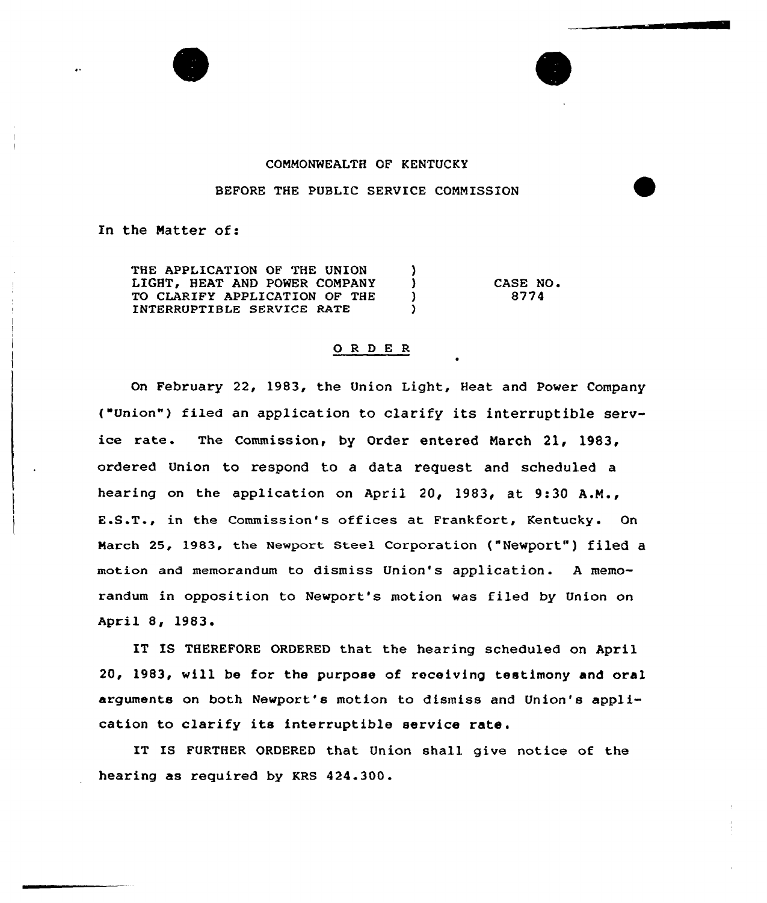COMMONWEALTH OF KENTUCKY

BEFORE THE PUBLIC SERVICE COMMISSION

In the Matter of:

THE APPLICATION OF THE UNION LIGHT, HEAT AND POWER COMPANY TO CLARIFY APPLICATION OF THE INTERRUPTIBLE SERVICE RATE ) CASE NO. 8774

## O R D E R

On February 22, 1983, the Union Light, Heat and Power Company ("Union") filed an application to clarify its interruptible service rate. The Commission, by Order entered March 21, 1983, ordered Union to respond to a data request and scheduled a hearing on the application on April 20, 1983, at 9:30 A.M., E.S.T., in the Commission's offices at Frankfort, Kentucky. On March 25, 1983, the Newport Steel Corporation ("Newport") filed a motion and memorandum to dismiss Union's application. A memorandum in opposition to Newport's motion was filed by Union on April 8, 1983.

IT IS THEREFORE ORDERED that the hearing scheduled on April 20, 1983, will be for the purpose of receiving testimony and oral arguments on both Newport's motion to dismiss and Union's application to clarify its interruptible service rate.

IT IS FURTHER ORDERED that Union shall give notice of the hearing as required by KRS 424.300.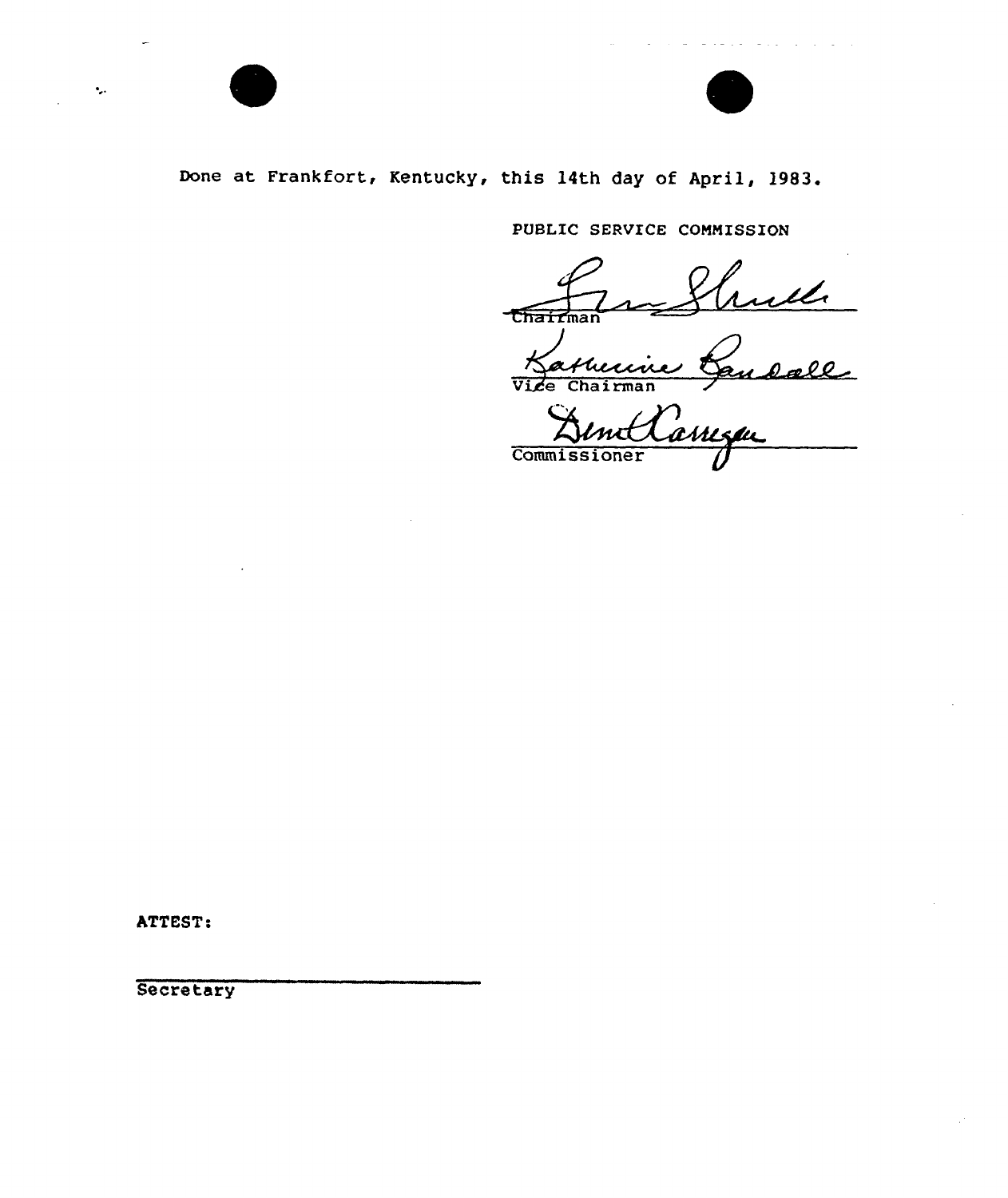Done at Frankfort, Kentucky, this 14th day of April, 1983.

PUBLIC SERVICE COMMISSION

Chairman

Vice Chairman

Commissioner

ATTEST:

Secretary